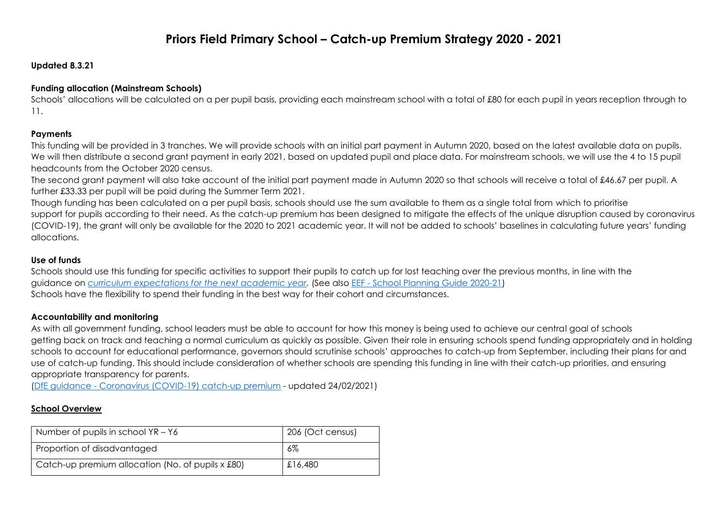# Priors Field Primary School – Catch-up Premium Strategy 2020 - 2021

**Updated 8.3.21**

**Funding allocation (Mainstream Schools)**

Schools' allocations will be calculated on a per pupil basis, providing each mainstream school with a total of £80 for each pupil in years reception through to 11.

**Payments**

This funding will be provided in 3 tranches. We will provide schools with an initial part payment in Autumn 2020, based on the latest available data on pupils. We will then distribute a second grant payment in early 2021, based on updated pupil and place data. For mainstream schools, we will use the 4 to 15 pupil headcounts from the October 2020 census.

The second grant payment will also take account of the initial part payment made in Autumn 2020 so that schools will receive a total of £46.67 per pupil. A further £33.33 per pupil will be paid during the Summer Term 2021.

Though funding has been calculated on a per pupil basis, schools should use the sum available to them as a single total from which to prioritise support for pupils according to their need. As the catch-up premium has been designed to mitigate the effects of the unique disruption caused by coronavirus (COVID-19), the grant will only be available for the 2020 to 2021 academic year. It will not be added to schools' baselines in calculating future years' funding allocations.

**Use of funds**

Schools should use this funding for specific activities to support their pupils to catch up for lost teaching over the previous months, in line with the guidance on *curriculum expectations for the next academic year.* (See also EEF - School Planning Guide 2020-21)

Schools have the flexibility to spend their funding in the best way for their cohort and circumstances.

**Accountability and monitoring**

As with all government funding, school leaders must be able to account for how this money is being used to achieve our central goal of schools getting back on track and teaching a normal curriculum as quickly as possible. Given their role in ensuring schools spend funding appropriately and in holding schools to account for educational performance, governors should scrutinise schools' approaches to catch-up from September, including their plans for and use of catch-up funding. This should include consideration of whether schools are spending this funding in line with their catch-up priorities, and ensuring appropriate transparency for parents.

(DfE guidance - Coronavirus (COVID-19) catch-up premium - updated 24/02/2021)

**School Overview**

| Number of pupils in school YR – Y6 | 206 (Oct census) |
|---|---|
| Proportion of disadvantaged | 6% |
| Catch-up premium allocation (No. of pupils x £80) | £16,480 |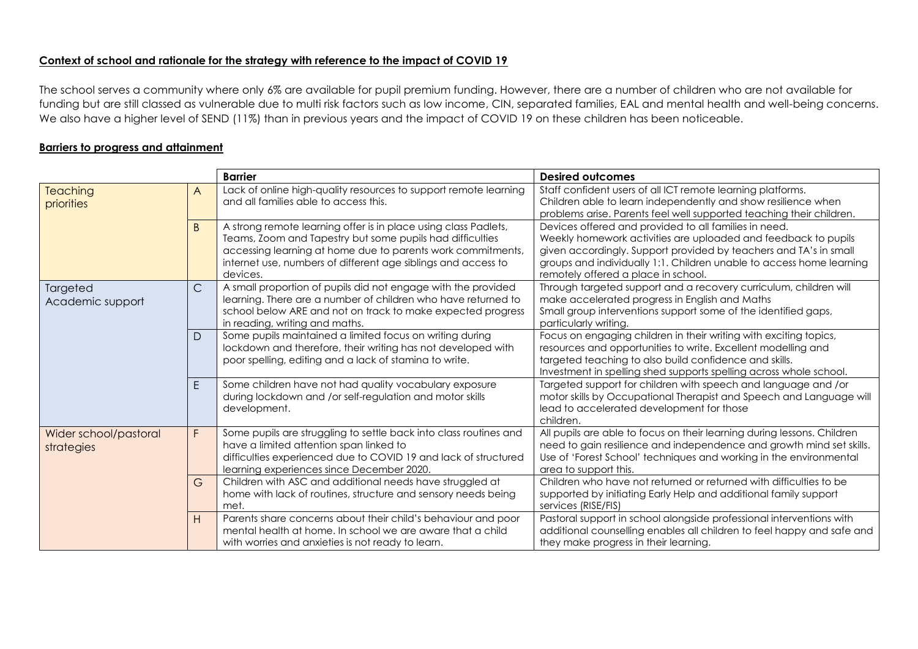**Context of school and rationale for the strategy with reference to the impact of COVID 19**

The school serves a community where only 6% are available for pupil premium funding. However, there are a number of children who are not available for funding but are still classed as vulnerable due to multi risk factors such as low income, CIN, separated families, EAL and mental health and well-being concerns. We also have a higher level of SEND (11%) than in previous years and the impact of COVID 19 on these children has been noticeable.

**Barriers to progress and attainment**

| | | **Barrier** | **Desired outcomes** |
|---|---|---|---|
| Teaching priorities | A | Lack of online high-quality resources to support remote learning and all families able to access this. | Staff confident users of all ICT remote learning platforms. Children able to learn independently and show resilience when problems arise. Parents feel well supported teaching their children. |
| | B | A strong remote learning offer is in place using class Padlets, Teams, Zoom and Tapestry but some pupils had difficulties accessing learning at home due to parents work commitments, internet use, numbers of different age siblings and access to devices. | Devices offered and provided to all families in need. Weekly homework activities are uploaded and feedback to pupils given accordingly. Support provided by teachers and TA's in small groups and individually 1:1. Children unable to access home learning remotely offered a place in school. |
| Targeted Academic support | C | A small proportion of pupils did not engage with the provided learning. There are a number of children who have returned to school below ARE and not on track to make expected progress in reading, writing and maths. | Through targeted support and a recovery curriculum, children will make accelerated progress in English and Maths. Small group interventions support some of the identified gaps, particularly writing. |
| | D | Some pupils maintained a limited focus on writing during lockdown and therefore, their writing has not developed with poor spelling, editing and a lack of stamina to write. | Focus on engaging children in their writing with exciting topics, resources and opportunities to write. Excellent modelling and targeted teaching to also build confidence and skills. Investment in spelling shed supports spelling across whole school. |
| | E | Some children have not had quality vocabulary exposure during lockdown and /or self-regulation and motor skills development. | Targeted support for children with speech and language and /or motor skills by Occupational Therapist and Speech and Language will lead to accelerated development for those children. |
| Wider school/pastoral strategies | F | Some pupils are struggling to settle back into class routines and have a limited attention span linked to difficulties experienced due to COVID 19 and lack of structured learning experiences since December 2020. | All pupils are able to focus on their learning during lessons. Children need to gain resilience and independence and growth mind set skills. Use of 'Forest School' techniques and working in the environmental area to support this. |
| | G | Children with ASC and additional needs have struggled at home with lack of routines, structure and sensory needs being met. | Children who have not returned or returned with difficulties to be supported by initiating Early Help and additional family support services (RISE/FIS) |
| | H | Parents share concerns about their child's behaviour and poor mental health at home. In school we are aware that a child with worries and anxieties is not ready to learn. | Pastoral support in school alongside professional interventions with additional counselling enables all children to feel happy and safe and they make progress in their learning. |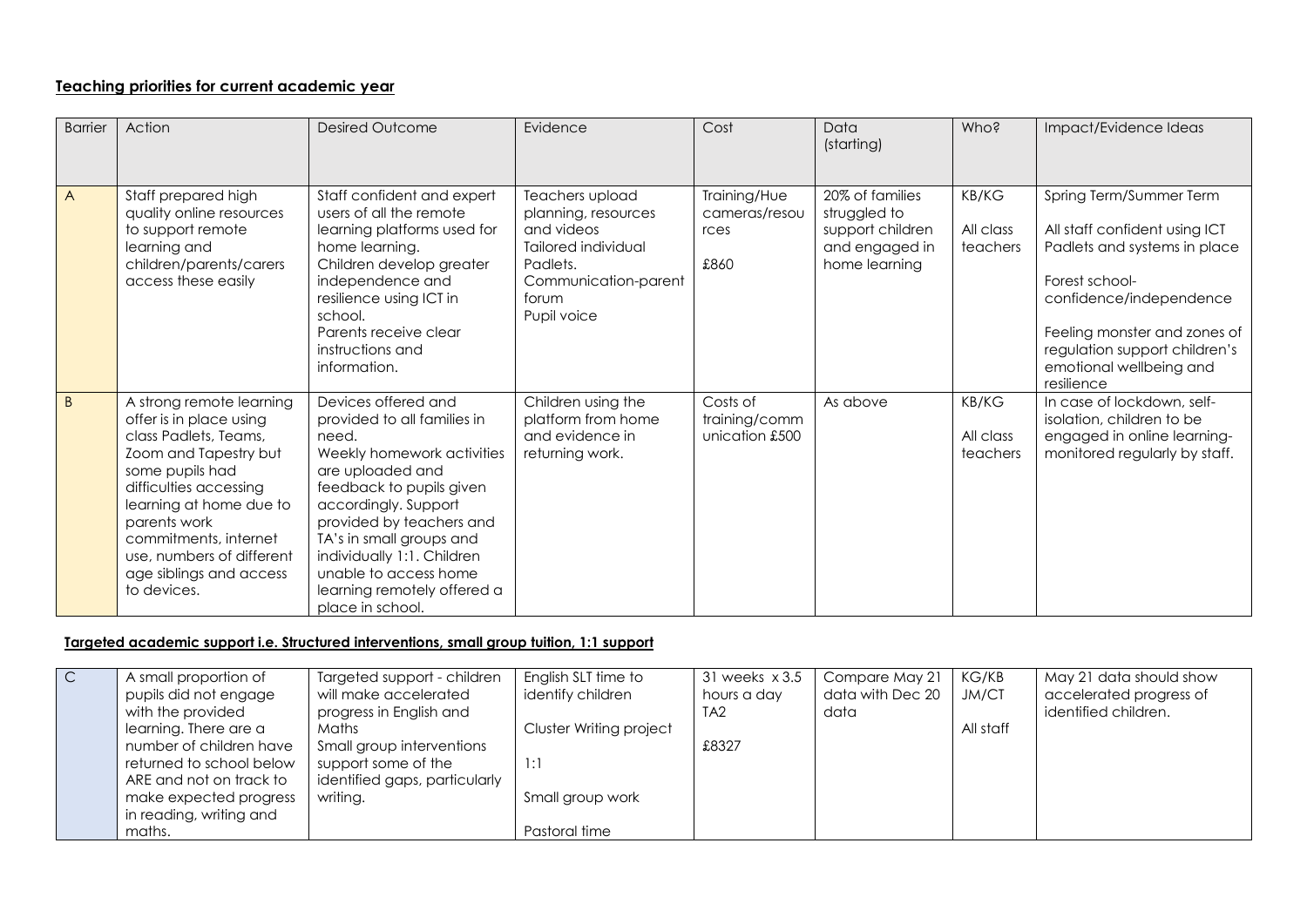**Teaching priorities for current academic year**

| Barrier | Action | Desired Outcome | Evidence | Cost | Data (starting) | Who? | Impact/Evidence Ideas |
|---|---|---|---|---|---|---|---|
| A | Staff prepared high quality online resources to support remote learning and children/parents/carers access these easily | Staff confident and expert users of all the remote learning platforms used for home learning. Children develop greater independence and resilience using ICT in school. Parents receive clear instructions and information. | Teachers upload planning, resources and videos Tailored individual Padlets. Communication-parent forum Pupil voice | Training/Hue cameras/resources £860 | 20% of families struggled to support children and engaged in home learning | KB/KG All class teachers | Spring Term/Summer Term All staff confident using ICT Padlets and systems in place Forest school- confidence/independence Feeling monster and zones of regulation support children's emotional wellbeing and resilience |
| B | A strong remote learning offer is in place using class Padlets, Teams, Zoom and Tapestry but some pupils had difficulties accessing learning at home due to parents work commitments, internet use, numbers of different age siblings and access to devices. | Devices offered and provided to all families in need. Weekly homework activities are uploaded and feedback to pupils given accordingly. Support provided by teachers and TA's in small groups and individually 1:1. Children unable to access home learning remotely offered a place in school. | Children using the platform from home and evidence in returning work. | Costs of training/communication £500 | As above | KB/KG All class teachers | In case of lockdown, self-isolation, children to be engaged in online learning- monitored regularly by staff. |

**Targeted academic support i.e. Structured interventions, small group tuition, 1:1 support**

| Barrier | Action | Desired Outcome | Evidence | Cost | Data (starting) | Who? | Impact/Evidence Ideas |
|---|---|---|---|---|---|---|---|
| C | A small proportion of pupils did not engage with the provided learning. There are a number of children have returned to school below ARE and not on track to make expected progress in reading, writing and maths. | Targeted support - children will make accelerated progress in English and Maths Small group interventions support some of the identified gaps, particularly writing. | English SLT time to identify children<br><br>Cluster Writing project<br><br>1:1<br><br>Small group work<br><br>Pastoral time | 31 weeks x 3.5 hours a day TA2<br><br>£8327 | Compare May 21 data with Dec 20 data | KG/KB JM/CT<br><br>All staff | May 21 data should show accelerated progress of identified children. |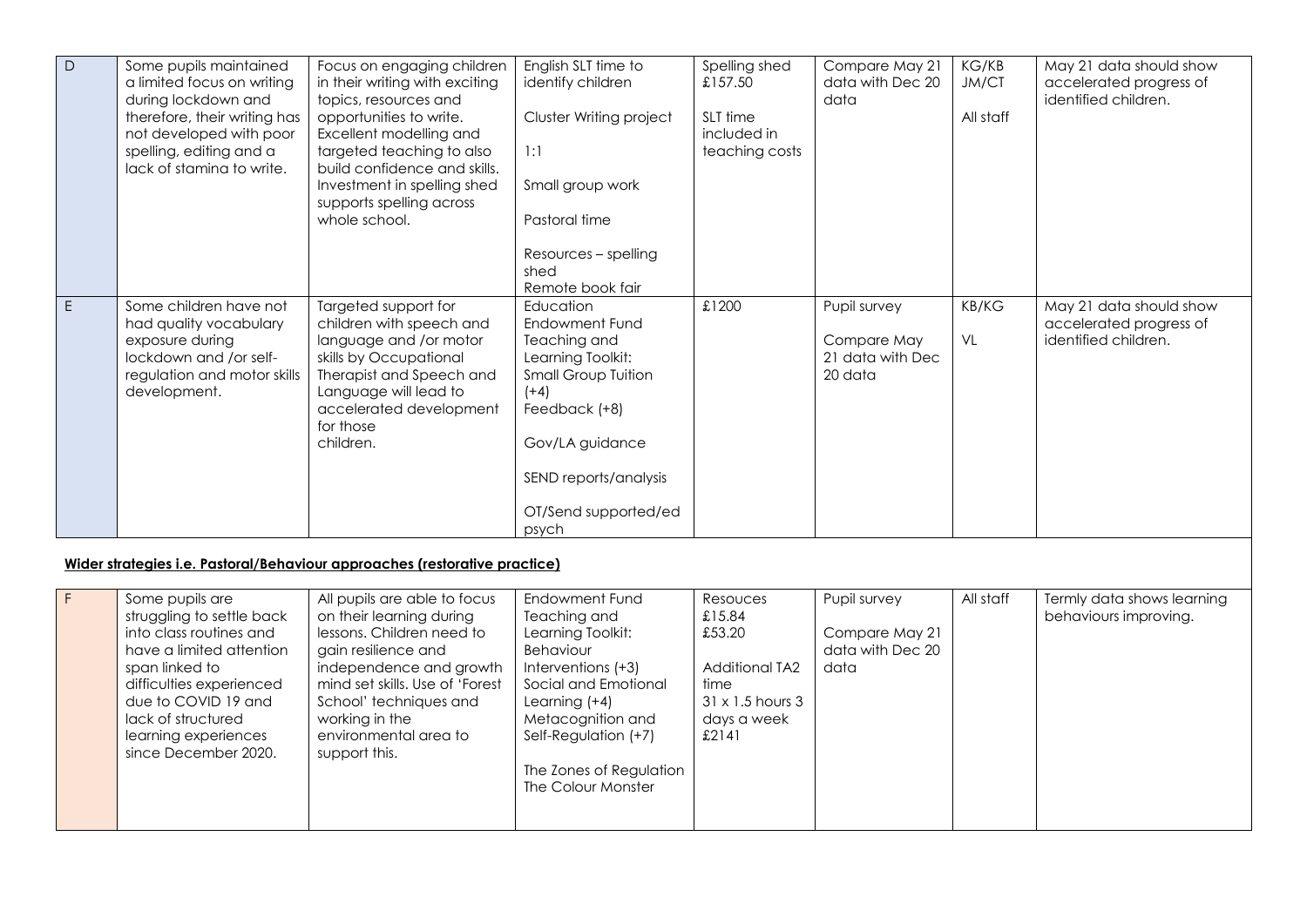| D | Some pupils maintained a limited focus on writing during lockdown and therefore, their writing has not developed with poor spelling, editing and a lack of stamina to write. | Focus on engaging children in their writing with exciting topics, resources and opportunities to write. Excellent modelling and targeted teaching to also build confidence and skills. Investment in spelling shed supports spelling across whole school. | English SLT time to identify children<br><br>Cluster Writing project<br><br>1:1<br><br>Small group work<br><br>Pastoral time<br><br>Resources – spelling shed<br>Remote book fair | Spelling shed £157.50<br><br>SLT time included in teaching costs | Compare May 21 data with Dec 20 data | KG/KB<br>JM/CT<br><br>All staff | May 21 data should show accelerated progress of identified children. |
|---|---|---|---|---|---|---|---|
| E | Some children have not had quality vocabulary exposure during lockdown and /or self-regulation and motor skills development. | Targeted support for children with speech and language and /or motor skills by Occupational Therapist and Speech and Language will lead to accelerated development for those children. | Education Endowment Fund Teaching and Learning Toolkit:<br>Small Group Tuition (+4)<br>Feedback (+8)<br><br>Gov/LA guidance<br><br>SEND reports/analysis<br><br>OT/Send supported/ed psych | £1200 | Pupil survey<br><br>Compare May 21 data with Dec 20 data | KB/KG<br><br>VL | May 21 data should show accelerated progress of identified children. |

**Wider strategies i.e. Pastoral/Behaviour approaches (restorative practice)**

| F | Some pupils are struggling to settle back into class routines and have a limited attention span linked to difficulties experienced due to COVID 19 and lack of structured learning experiences since December 2020. | All pupils are able to focus on their learning during lessons. Children need to gain resilience and independence and growth mind set skills. Use of 'Forest School' techniques and working in the environmental area to support this. | Endowment Fund Teaching and Learning Toolkit:<br>Behaviour Interventions (+3)<br>Social and Emotional Learning (+4)<br>Metacognition and Self-Regulation (+7)<br><br>The Zones of Regulation<br>The Colour Monster | Resouces £15.84<br>£53.20<br><br>Additional TA2 time<br>31 x 1.5 hours 3 days a week<br>£2141 | Pupil survey<br><br>Compare May 21 data with Dec 20 data | All staff | Termly data shows learning behaviours improving. |
|---|---|---|---|---|---|---|---|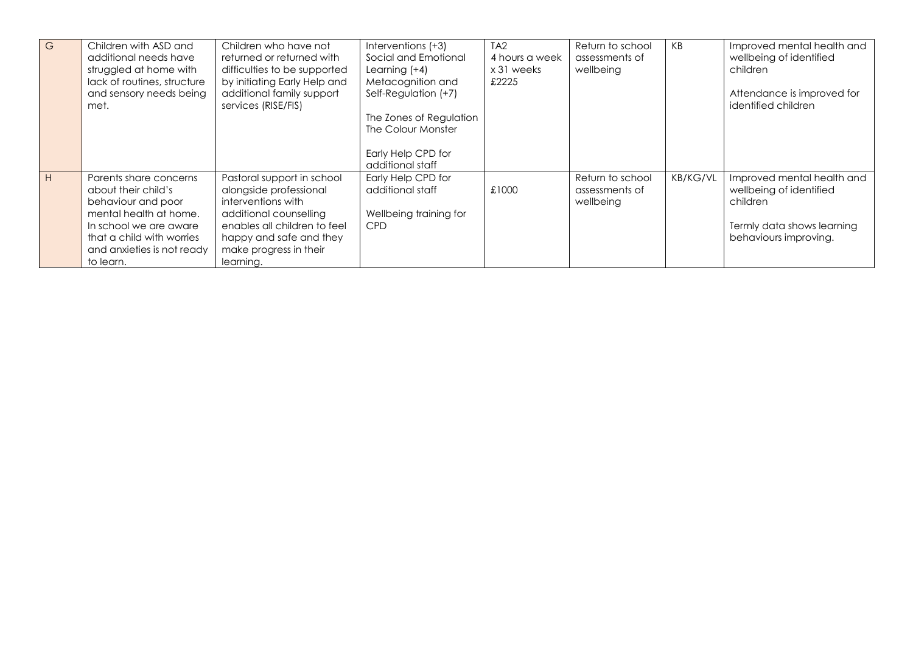| | | | | | | | |
|---|---|---|---|---|---|---|---|
| G | Children with ASD and additional needs have struggled at home with lack of routines, structure and sensory needs being met. | Children who have not returned or returned with difficulties to be supported by initiating Early Help and additional family support services (RISE/FIS) | Interventions (+3)<br>Social and Emotional Learning (+4)<br>Metacognition and Self-Regulation (+7)<br><br>The Zones of Regulation<br>The Colour Monster<br><br>Early Help CPD for additional staff | TA2<br>4 hours a week x 31 weeks<br>£2225 | Return to school assessments of wellbeing | KB | Improved mental health and wellbeing of identified children<br><br>Attendance is improved for identified children |
| H | Parents share concerns about their child's behaviour and poor mental health at home. In school we are aware that a child with worries and anxieties is not ready to learn. | Pastoral support in school alongside professional interventions with additional counselling enables all children to feel happy and safe and they make progress in their learning. | Early Help CPD for additional staff<br><br>Wellbeing training for CPD | £1000 | Return to school assessments of wellbeing | KB/KG/VL | Improved mental health and wellbeing of identified children<br><br>Termly data shows learning behaviours improving. |